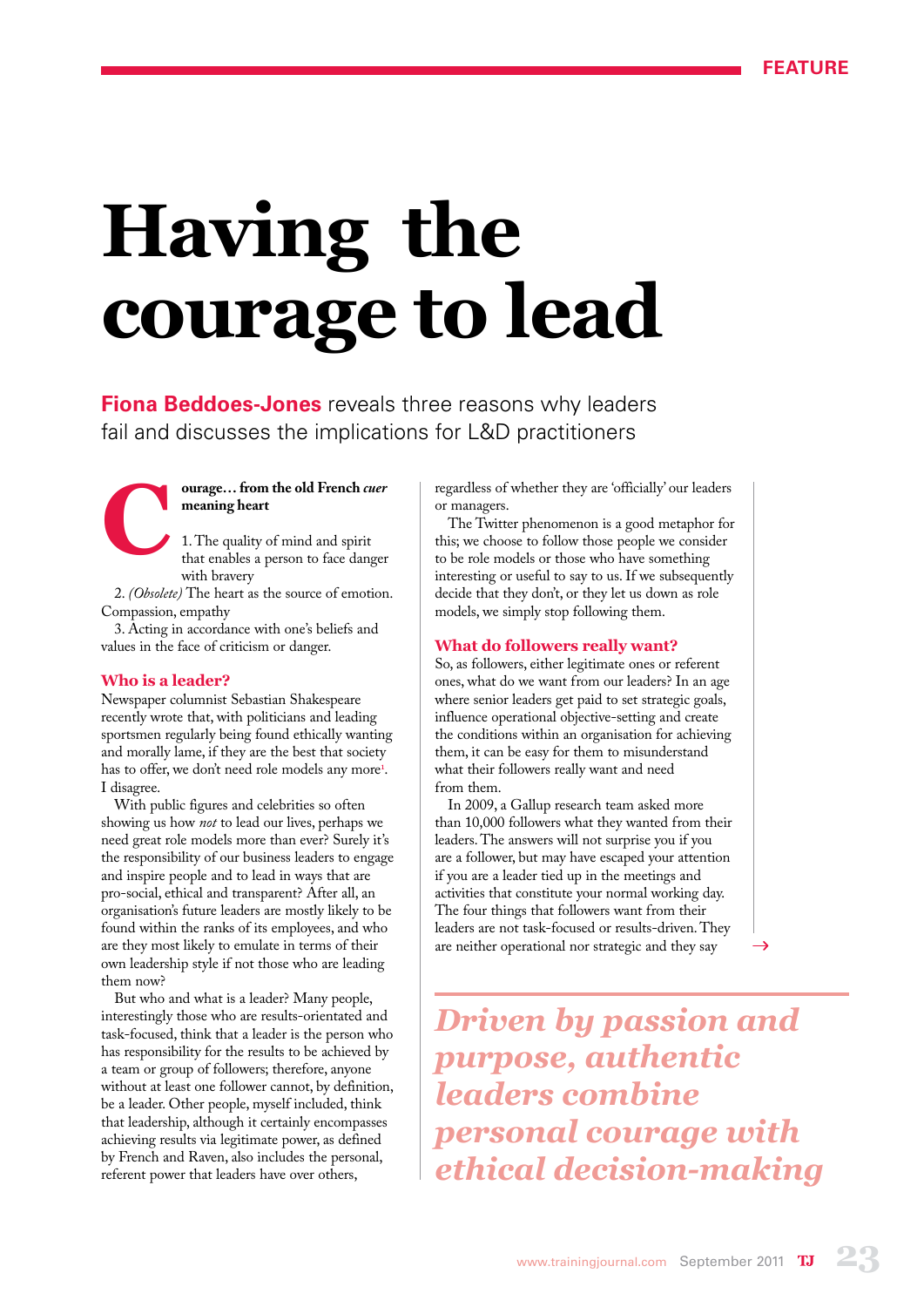# Having the courage to lead

**Fiona Beddoes-Jones** reveals three reasons why leaders fail and discusses the implications for L&D practitioners

**Courage… from the old French *cuer* meaning heart**

1. The quality of mind and spirit that enables a person to face danger with bravery

2. *(Obsolete)* The heart as the source of emotion. Compassion, empathy

3. Acting in accordance with one's beliefs and values in the face of criticism or danger.

### Who is a leader?

Newspaper columnist Sebastian Shakespeare recently wrote that, with politicians and leading sportsmen regularly being found ethically wanting and morally lame, if they are the best that society has to offer, we don't need role models any more[1]. I disagree.

With public figures and celebrities so often showing us how *not* to lead our lives, perhaps we need great role models more than ever? Surely it's the responsibility of our business leaders to engage and inspire people and to lead in ways that are pro-social, ethical and transparent? After all, an organisation's future leaders are mostly likely to be found within the ranks of its employees, and who are they most likely to emulate in terms of their own leadership style if not those who are leading them now?

But who and what is a leader? Many people, interestingly those who are results-orientated and task-focused, think that a leader is the person who has responsibility for the results to be achieved by a team or group of followers; therefore, anyone without at least one follower cannot, by definition, be a leader. Other people, myself included, think that leadership, although it certainly encompasses achieving results via legitimate power, as defined by French and Raven, also includes the personal, referent power that leaders have over others, regardless of whether they are 'officially' our leaders or managers.

The Twitter phenomenon is a good metaphor for this; we choose to follow those people we consider to be role models or those who have something interesting or useful to say to us. If we subsequently decide that they don't, or they let us down as role models, we simply stop following them.

### What do followers really want?

So, as followers, either legitimate ones or referent ones, what do we want from our leaders? In an age where senior leaders get paid to set strategic goals, influence operational objective-setting and create the conditions within an organisation for achieving them, it can be easy for them to misunderstand what their followers really want and need from them.

In 2009, a Gallup research team asked more than 10,000 followers what they wanted from their leaders. The answers will not surprise you if you are a follower, but may have escaped your attention if you are a leader tied up in the meetings and activities that constitute your normal working day. The four things that followers want from their leaders are not task-focused or results-driven. They are neither operational nor strategic and they say →

> *Driven by passion and purpose, authentic leaders combine personal courage with ethical decision-making*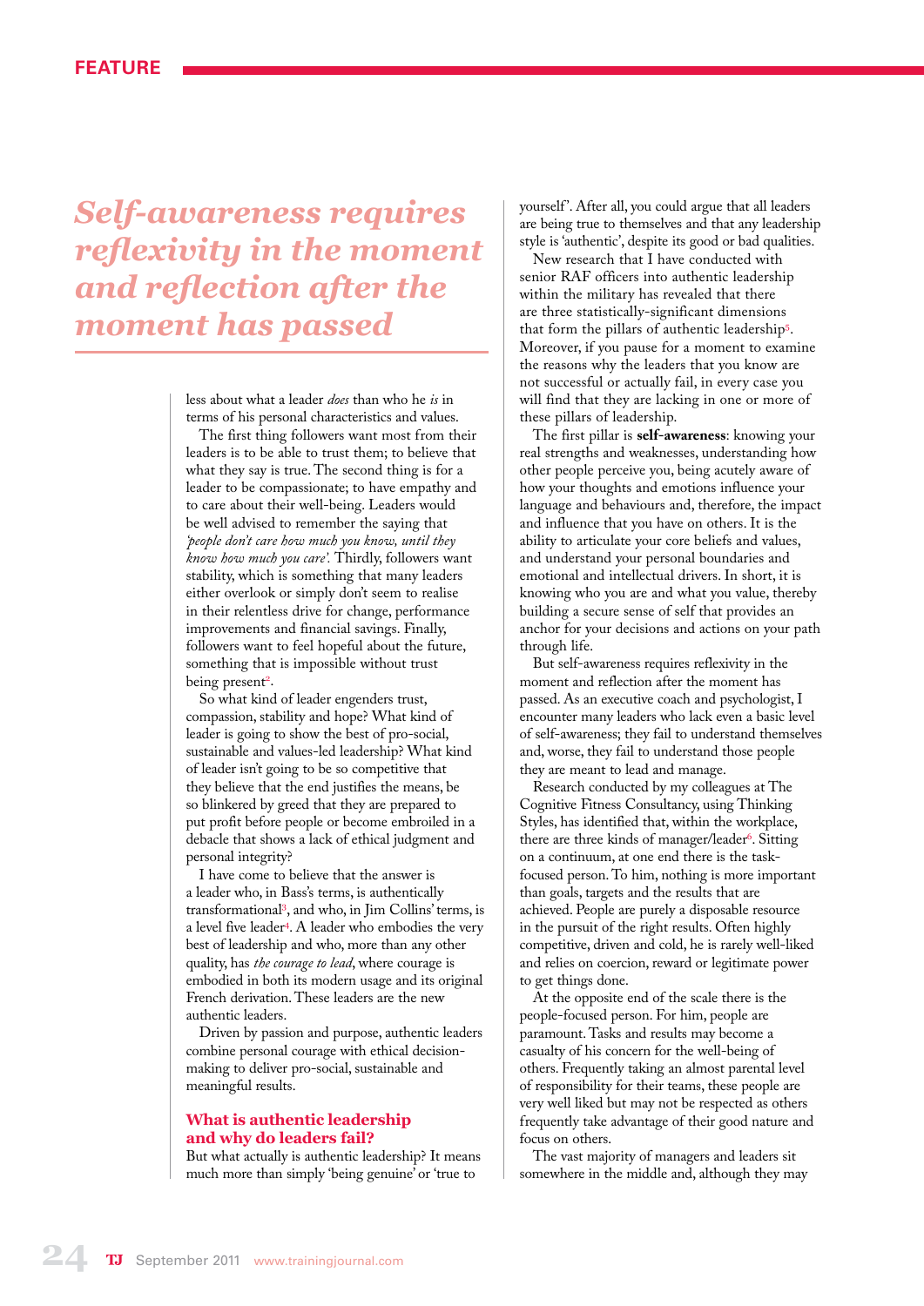*Self-awareness requires reflexivity in the moment and reflection after the moment has passed*

less about what a leader *does* than who he *is* in terms of his personal characteristics and values.

The first thing followers want most from their leaders is to be able to trust them; to believe that what they say is true. The second thing is for a leader to be compassionate; to have empathy and to care about their well-being. Leaders would be well advised to remember the saying that *'people don't care how much you know, until they know how much you care'.* Thirdly, followers want stability, which is something that many leaders either overlook or simply don't seem to realise in their relentless drive for change, performance improvements and financial savings. Finally, followers want to feel hopeful about the future, something that is impossible without trust being present[2].

So what kind of leader engenders trust, compassion, stability and hope? What kind of leader is going to show the best of pro-social, sustainable and values-led leadership? What kind of leader isn't going to be so competitive that they believe that the end justifies the means, be so blinkered by greed that they are prepared to put profit before people or become embroiled in a debacle that shows a lack of ethical judgment and personal integrity?

I have come to believe that the answer is a leader who, in Bass's terms, is authentically transformational[3], and who, in Jim Collins' terms, is a level five leader[4]. A leader who embodies the very best of leadership and who, more than any other quality, has *the courage to lead*, where courage is embodied in both its modern usage and its original French derivation. These leaders are the new authentic leaders.

Driven by passion and purpose, authentic leaders combine personal courage with ethical decision-making to deliver pro-social, sustainable and meaningful results.

## What is authentic leadership and why do leaders fail?

But what actually is authentic leadership? It means much more than simply 'being genuine' or 'true to yourself'. After all, you could argue that all leaders are being true to themselves and that any leadership style is 'authentic', despite its good or bad qualities.

New research that I have conducted with senior RAF officers into authentic leadership within the military has revealed that there are three statistically-significant dimensions that form the pillars of authentic leadership[5]. Moreover, if you pause for a moment to examine the reasons why the leaders that you know are not successful or actually fail, in every case you will find that they are lacking in one or more of these pillars of leadership.

The first pillar is **self-awareness**: knowing your real strengths and weaknesses, understanding how other people perceive you, being acutely aware of how your thoughts and emotions influence your language and behaviours and, therefore, the impact and influence that you have on others. It is the ability to articulate your core beliefs and values, and understand your personal boundaries and emotional and intellectual drivers. In short, it is knowing who you are and what you value, thereby building a secure sense of self that provides an anchor for your decisions and actions on your path through life.

But self-awareness requires reflexivity in the moment and reflection after the moment has passed. As an executive coach and psychologist, I encounter many leaders who lack even a basic level of self-awareness; they fail to understand themselves and, worse, they fail to understand those people they are meant to lead and manage.

Research conducted by my colleagues at The Cognitive Fitness Consultancy, using Thinking Styles, has identified that, within the workplace, there are three kinds of manager/leader[6]. Sitting on a continuum, at one end there is the task-focused person. To him, nothing is more important than goals, targets and the results that are achieved. People are purely a disposable resource in the pursuit of the right results. Often highly competitive, driven and cold, he is rarely well-liked and relies on coercion, reward or legitimate power to get things done.

At the opposite end of the scale there is the people-focused person. For him, people are paramount. Tasks and results may become a casualty of his concern for the well-being of others. Frequently taking an almost parental level of responsibility for their teams, these people are very well liked but may not be respected as others frequently take advantage of their good nature and focus on others.

The vast majority of managers and leaders sit somewhere in the middle and, although they may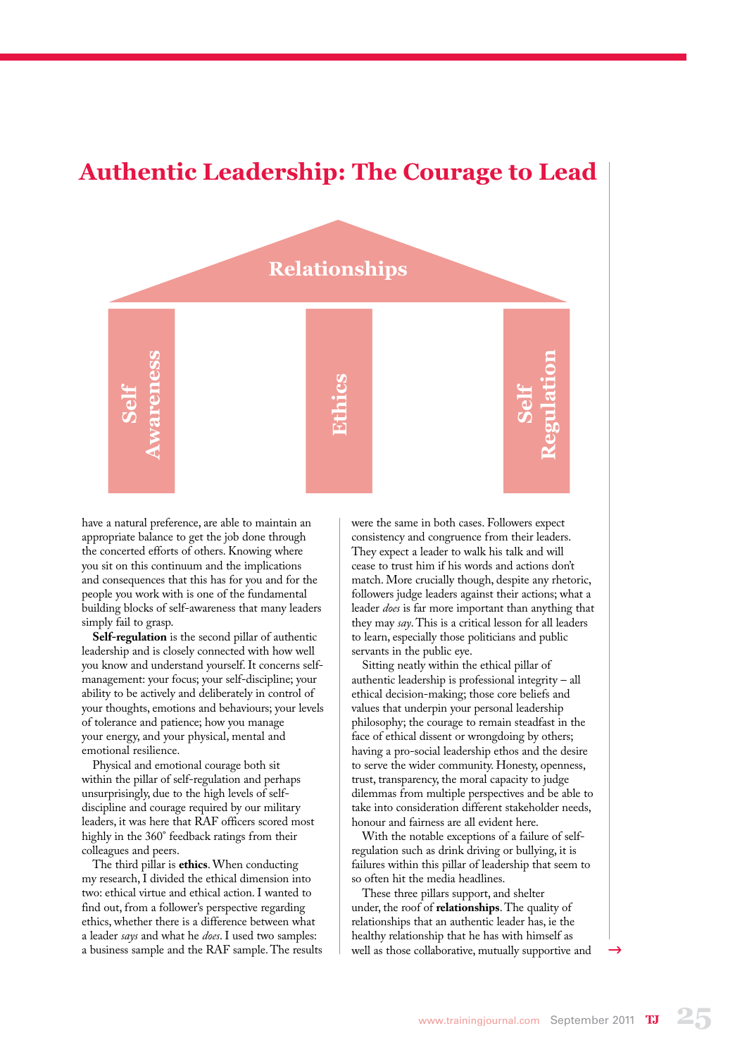# Authentic Leadership: The Courage to Lead

Relationships

Self Awareness | Ethics | Self Regulation

have a natural preference, are able to maintain an appropriate balance to get the job done through the concerted efforts of others. Knowing where you sit on this continuum and the implications and consequences that this has for you and for the people you work with is one of the fundamental building blocks of self-awareness that many leaders simply fail to grasp.

**Self-regulation** is the second pillar of authentic leadership and is closely connected with how well you know and understand yourself. It concerns self-management: your focus; your self-discipline; your ability to be actively and deliberately in control of your thoughts, emotions and behaviours; your levels of tolerance and patience; how you manage your energy, and your physical, mental and emotional resilience.

Physical and emotional courage both sit within the pillar of self-regulation and perhaps unsurprisingly, due to the high levels of self-discipline and courage required by our military leaders, it was here that RAF officers scored most highly in the 360° feedback ratings from their colleagues and peers.

The third pillar is **ethics**. When conducting my research, I divided the ethical dimension into two: ethical virtue and ethical action. I wanted to find out, from a follower's perspective regarding ethics, whether there is a difference between what a leader *says* and what he *does*. I used two samples: a business sample and the RAF sample. The results were the same in both cases. Followers expect consistency and congruence from their leaders. They expect a leader to walk his talk and will cease to trust him if his words and actions don't match. More crucially though, despite any rhetoric, followers judge leaders against their actions; what a leader *does* is far more important than anything that they may *say*. This is a critical lesson for all leaders to learn, especially those politicians and public servants in the public eye.

Sitting neatly within the ethical pillar of authentic leadership is professional integrity – all ethical decision-making; those core beliefs and values that underpin your personal leadership philosophy; the courage to remain steadfast in the face of ethical dissent or wrongdoing by others; having a pro-social leadership ethos and the desire to serve the wider community. Honesty, openness, trust, transparency, the moral capacity to judge dilemmas from multiple perspectives and be able to take into consideration different stakeholder needs, honour and fairness are all evident here.

With the notable exceptions of a failure of self-regulation such as drink driving or bullying, it is failures within this pillar of leadership that seem to so often hit the media headlines.

These three pillars support, and shelter under, the roof of **relationships**. The quality of relationships that an authentic leader has, ie the healthy relationship that he has with himself as well as those collaborative, mutually supportive and →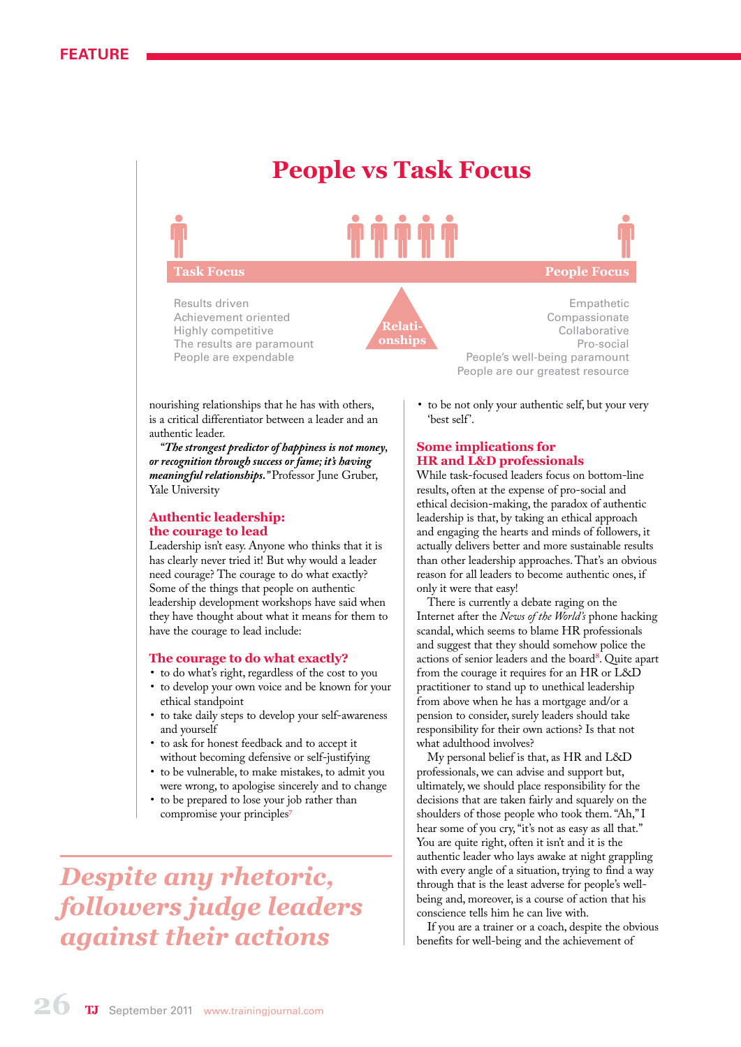## People vs Task Focus

| Task Focus | Relationships | People Focus |
|---|---|---|
| Results driven | | Empathetic |
| Achievement oriented | | Compassionate |
| Highly competitive | | Collaborative |
| The results are paramount | | Pro-social |
| People are expendable | | People's well-being paramount |
| | | People are our greatest resource |

nourishing relationships that he has with others, is a critical differentiator between a leader and an authentic leader.

***"The strongest predictor of happiness is not money, or recognition through success or fame; it's having meaningful relationships."*** Professor June Gruber, Yale University

### Authentic leadership: the courage to lead

Leadership isn't easy. Anyone who thinks that it is has clearly never tried it! But why would a leader need courage? The courage to do what exactly? Some of the things that people on authentic leadership development workshops have said when they have thought about what it means for them to have the courage to lead include:

### The courage to do what exactly?

- to do what's right, regardless of the cost to you
- to develop your own voice and be known for your ethical standpoint
- to take daily steps to develop your self-awareness and yourself
- to ask for honest feedback and to accept it without becoming defensive or self-justifying
- to be vulnerable, to make mistakes, to admit you were wrong, to apologise sincerely and to change
- to be prepared to lose your job rather than compromise your principles[7]
- to be not only your authentic self, but your very 'best self'.

> *Despite any rhetoric, followers judge leaders against their actions*

### Some implications for HR and L&D professionals

While task-focused leaders focus on bottom-line results, often at the expense of pro-social and ethical decision-making, the paradox of authentic leadership is that, by taking an ethical approach and engaging the hearts and minds of followers, it actually delivers better and more sustainable results than other leadership approaches. That's an obvious reason for all leaders to become authentic ones, if only it were that easy!

There is currently a debate raging on the Internet after the *News of the World's* phone hacking scandal, which seems to blame HR professionals and suggest that they should somehow police the actions of senior leaders and the board[8]. Quite apart from the courage it requires for an HR or L&D practitioner to stand up to unethical leadership from above when he has a mortgage and/or a pension to consider, surely leaders should take responsibility for their own actions? Is that not what adulthood involves?

My personal belief is that, as HR and L&D professionals, we can advise and support but, ultimately, we should place responsibility for the decisions that are taken fairly and squarely on the shoulders of those people who took them. "Ah," I hear some of you cry, "it's not as easy as all that." You are quite right, often it isn't and it is the authentic leader who lays awake at night grappling with every angle of a situation, trying to find a way through that is the least adverse for people's well-being and, moreover, is a course of action that his conscience tells him he can live with.

If you are a trainer or a coach, despite the obvious benefits for well-being and the achievement of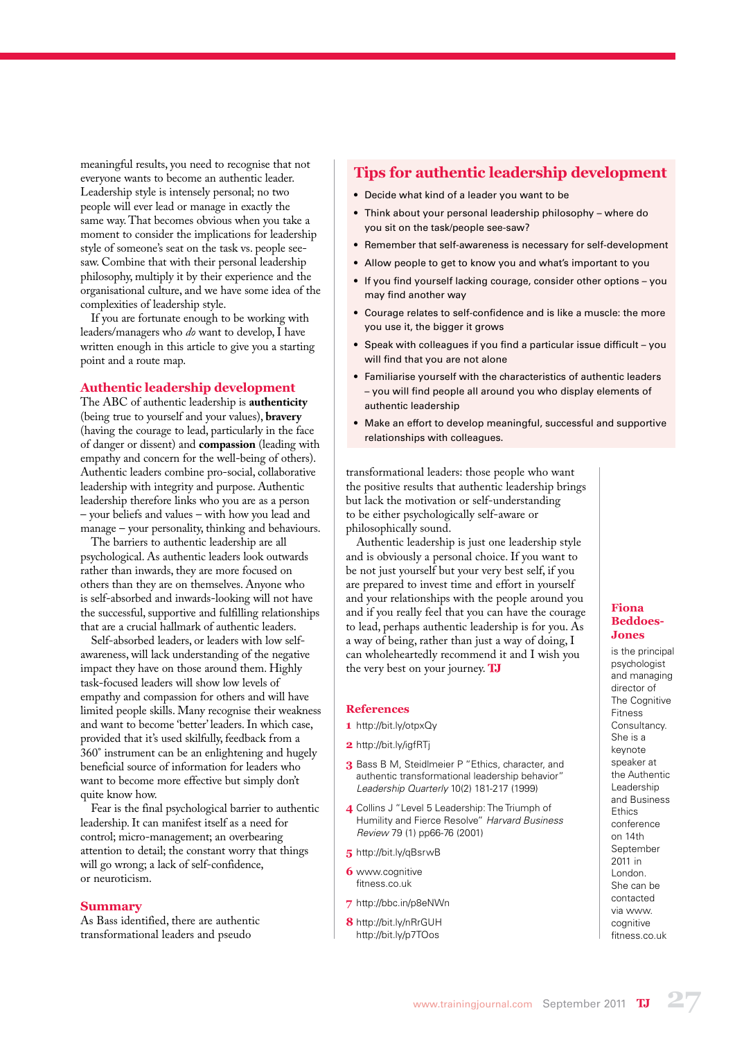meaningful results, you need to recognise that not everyone wants to become an authentic leader. Leadership style is intensely personal; no two people will ever lead or manage in exactly the same way. That becomes obvious when you take a moment to consider the implications for leadership style of someone's seat on the task vs. people see-saw. Combine that with their personal leadership philosophy, multiply it by their experience and the organisational culture, and we have some idea of the complexities of leadership style.

If you are fortunate enough to be working with leaders/managers who *do* want to develop, I have written enough in this article to give you a starting point and a route map.

## Authentic leadership development

The ABC of authentic leadership is **authenticity** (being true to yourself and your values), **bravery** (having the courage to lead, particularly in the face of danger or dissent) and **compassion** (leading with empathy and concern for the well-being of others). Authentic leaders combine pro-social, collaborative leadership with integrity and purpose. Authentic leadership therefore links who you are as a person – your beliefs and values – with how you lead and manage – your personality, thinking and behaviours.

The barriers to authentic leadership are all psychological. As authentic leaders look outwards rather than inwards, they are more focused on others than they are on themselves. Anyone who is self-absorbed and inwards-looking will not have the successful, supportive and fulfilling relationships that are a crucial hallmark of authentic leaders.

Self-absorbed leaders, or leaders with low self-awareness, will lack understanding of the negative impact they have on those around them. Highly task-focused leaders will show low levels of empathy and compassion for others and will have limited people skills. Many recognise their weakness and want to become 'better' leaders. In which case, provided that it's used skilfully, feedback from a 360˚ instrument can be an enlightening and hugely beneficial source of information for leaders who want to become more effective but simply don't quite know how.

Fear is the final psychological barrier to authentic leadership. It can manifest itself as a need for control; micro-management; an overbearing attention to detail; the constant worry that things will go wrong; a lack of self-confidence, or neuroticism.

## Summary

As Bass identified, there are authentic transformational leaders and pseudo transformational leaders: those people who want the positive results that authentic leadership brings but lack the motivation or self-understanding to be either psychologically self-aware or philosophically sound.

Authentic leadership is just one leadership style and is obviously a personal choice. If you want to be not just yourself but your very best self, if you are prepared to invest time and effort in yourself and your relationships with the people around you and if you really feel that you can have the courage to lead, perhaps authentic leadership is for you. As a way of being, rather than just a way of doing, I can wholeheartedly recommend it and I wish you the very best on your journey. **TJ**

## Tips for authentic leadership development

- Decide what kind of a leader you want to be
- Think about your personal leadership philosophy – where do you sit on the task/people see-saw?
- Remember that self-awareness is necessary for self-development
- Allow people to get to know you and what's important to you
- If you find yourself lacking courage, consider other options – you may find another way
- Courage relates to self-confidence and is like a muscle: the more you use it, the bigger it grows
- Speak with colleagues if you find a particular issue difficult – you will find that you are not alone
- Familiarise yourself with the characteristics of authentic leaders – you will find people all around you who display elements of authentic leadership
- Make an effort to develop meaningful, successful and supportive relationships with colleagues.

## References

1. http://bit.ly/otpxQy
2. http://bit.ly/igfRTj
3. Bass B M, Steidlmeier P "Ethics, character, and authentic transformational leadership behavior" *Leadership Quarterly* 10(2) 181-217 (1999)
4. Collins J "Level 5 Leadership: The Triumph of Humility and Fierce Resolve" *Harvard Business Review* 79 (1) pp66-76 (2001)
5. http://bit.ly/qBsrwB
6. www.cognitivefitness.co.uk
7. http://bbc.in/p8eNWn
8. http://bit.ly/nRrGUH http://bit.ly/p7TOos

**Fiona Beddoes-Jones** is the principal psychologist and managing director of The Cognitive Fitness Consultancy. She is a keynote speaker at the Authentic Leadership and Business Ethics conference on 14th September 2011 in London. She can be contacted via www.cognitivefitness.co.uk